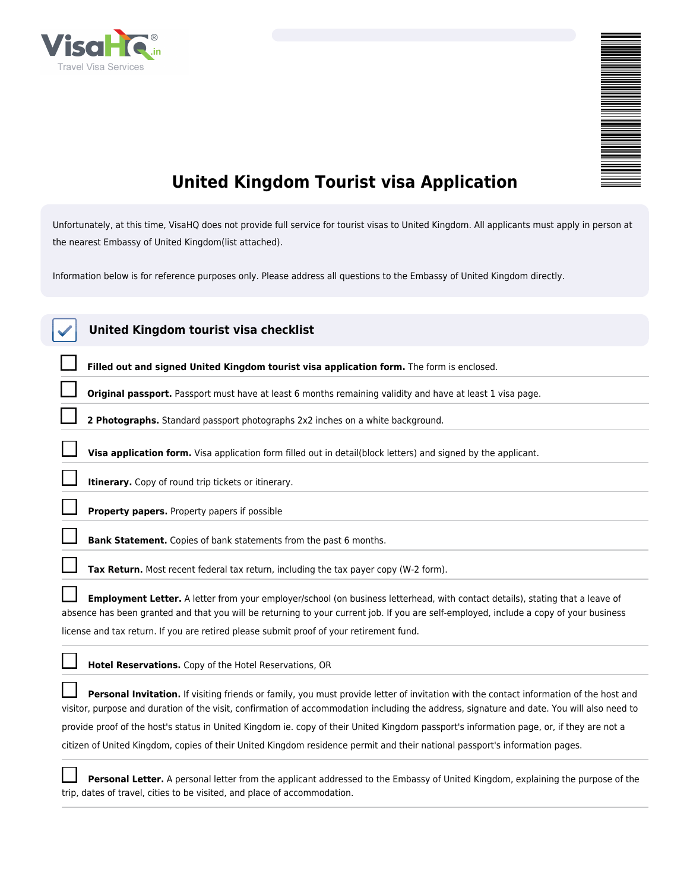# United Kingdom Tourist visa Application

Unfortunately, at this time, VisaHQ does not provide full service for tourist visas to United Kingdom. All applicants must apply in person at the nearest Embassy of United Kingdom(list attached).

Information below is for reference purposes only. Please address all questions to the Embassy of United Kingdom directly.

## United Kingdom tourist visa checklist

- [ ] **Filled out and signed United Kingdom tourist visa application form.** The form is enclosed.
- [ ] **Original passport.** Passport must have at least 6 months remaining validity and have at least 1 visa page.
- [ ] **2 Photographs.** Standard passport photographs 2x2 inches on a white background.
- [ ] **Visa application form.** Visa application form filled out in detail(block letters) and signed by the applicant.
- [ ] **Itinerary.** Copy of round trip tickets or itinerary.
- [ ] **Property papers.** Property papers if possible
- [ ] **Bank Statement.** Copies of bank statements from the past 6 months.
- [ ] **Tax Return.** Most recent federal tax return, including the tax payer copy (W-2 form).
- [ ] **Employment Letter.** A letter from your employer/school (on business letterhead, with contact details), stating that a leave of absence has been granted and that you will be returning to your current job. If you are self-employed, include a copy of your business license and tax return. If you are retired please submit proof of your retirement fund.
- [ ] **Hotel Reservations.** Copy of the Hotel Reservations, OR
- [ ] **Personal Invitation.** If visiting friends or family, you must provide letter of invitation with the contact information of the host and visitor, purpose and duration of the visit, confirmation of accommodation including the address, signature and date. You will also need to provide proof of the host's status in United Kingdom ie. copy of their United Kingdom passport's information page, or, if they are not a citizen of United Kingdom, copies of their United Kingdom residence permit and their national passport's information pages.
- [ ] **Personal Letter.** A personal letter from the applicant addressed to the Embassy of United Kingdom, explaining the purpose of the trip, dates of travel, cities to be visited, and place of accommodation.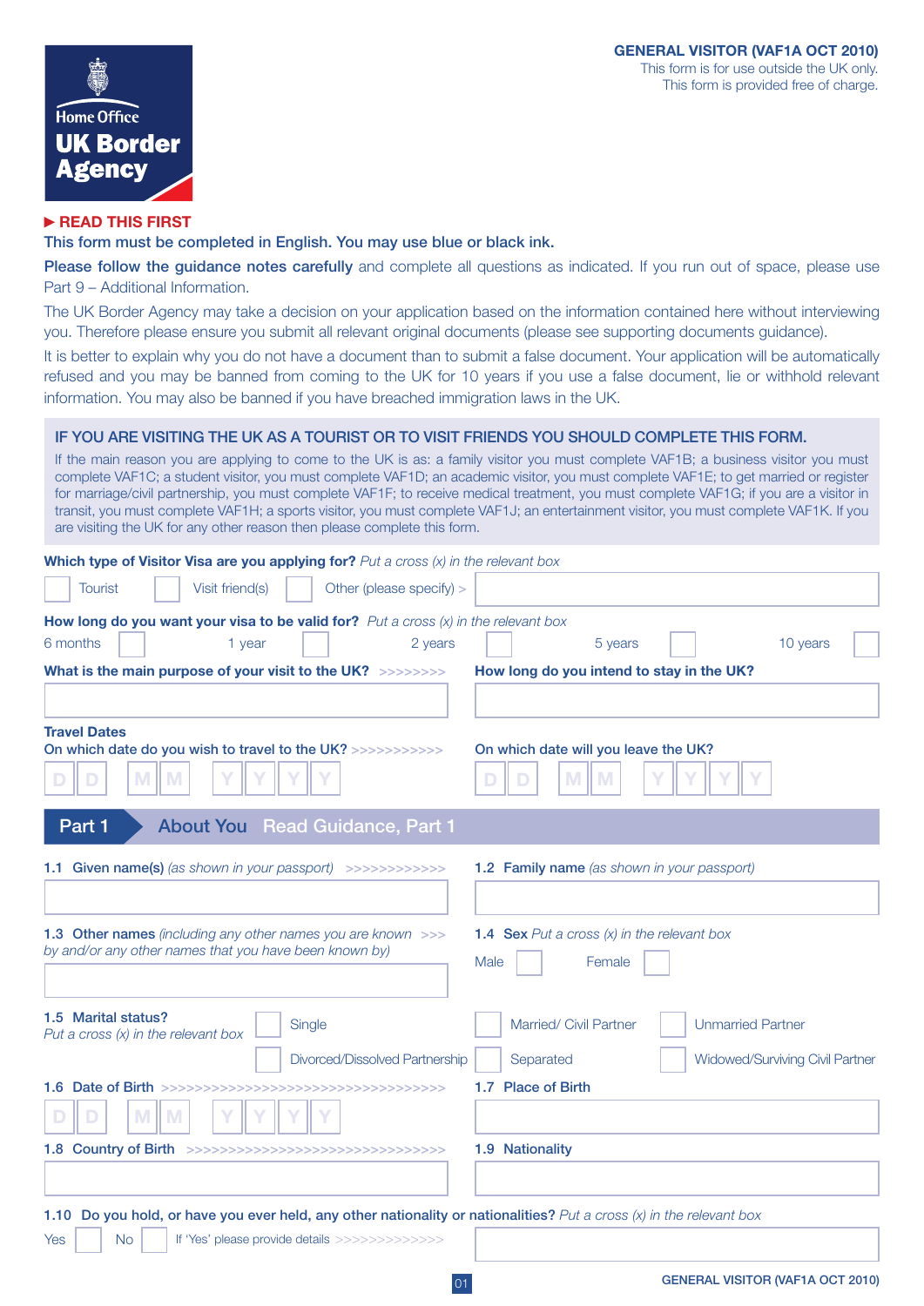Home Office
**UK Border Agency**

**GENERAL VISITOR (VAF1A OCT 2010)**
This form is for use outside the UK only.
This form is provided free of charge.

**▶ READ THIS FIRST**

**This form must be completed in English. You may use blue or black ink.**

**Please follow the guidance notes carefully** and complete all questions as indicated. If you run out of space, please use Part 9 – Additional Information.

The UK Border Agency may take a decision on your application based on the information contained here without interviewing you. Therefore please ensure you submit all relevant original documents (please see supporting documents guidance).

It is better to explain why you do not have a document than to submit a false document. Your application will be automatically refused and you may be banned from coming to the UK for 10 years if you use a false document, lie or withhold relevant information. You may also be banned if you have breached immigration laws in the UK.

**IF YOU ARE VISITING THE UK AS A TOURIST OR TO VISIT FRIENDS YOU SHOULD COMPLETE THIS FORM.**

If the main reason you are applying to come to the UK is as: a family visitor you must complete VAF1B; a business visitor you must complete VAF1C; a student visitor, you must complete VAF1D; an academic visitor, you must complete VAF1E; to get married or register for marriage/civil partnership, you must complete VAF1F; to receive medical treatment, you must complete VAF1G; if you are a visitor in transit, you must complete VAF1H; a sports visitor, you must complete VAF1J; an entertainment visitor, you must complete VAF1K. If you are visiting the UK for any other reason then please complete this form.

**Which type of Visitor Visa are you applying for?** *Put a cross (x) in the relevant box*

☐ Tourist ☐ Visit friend(s) ☐ Other (please specify) > ______

**How long do you want your visa to be valid for?** *Put a cross (x) in the relevant box*

6 months ☐ 1 year ☐ 2 years ☐ 5 years ☐ 10 years ☐

**What is the main purpose of your visit to the UK?** >>>>>>>> ______

**How long do you intend to stay in the UK?** ______

**Travel Dates**

**On which date do you wish to travel to the UK?** >>>>>>>>>>> D D M M Y Y Y Y

**On which date will you leave the UK?** D D M M Y Y Y Y

## Part 1 About You Read Guidance, Part 1

**1.1 Given name(s)** *(as shown in your passport)* >>>>>>>>>>>> ______

**1.2 Family name** *(as shown in your passport)* ______

**1.3 Other names** *(including any other names you are known by and/or any other names that you have been known by)* >>> ______

**1.4 Sex** *Put a cross (x) in the relevant box*

Male ☐ Female ☐

**1.5 Marital status?** *Put a cross (x) in the relevant box*

☐ Single ☐ Married/ Civil Partner ☐ Unmarried Partner
☐ Divorced/Dissolved Partnership ☐ Separated ☐ Widowed/Surviving Civil Partner

**1.6 Date of Birth** >>>>>>>>>>>>>>>>>>>>>>>>>>>>>>>>>>> D D M M Y Y Y Y

**1.7 Place of Birth** ______

**1.8 Country of Birth** >>>>>>>>>>>>>>>>>>>>>>>>>>>>>>>> ______

**1.9 Nationality** ______

**1.10 Do you hold, or have you ever held, any other nationality or nationalities?** *Put a cross (x) in the relevant box*

Yes ☐ No ☐ If 'Yes' please provide details >>>>>>>>>>>>>> ______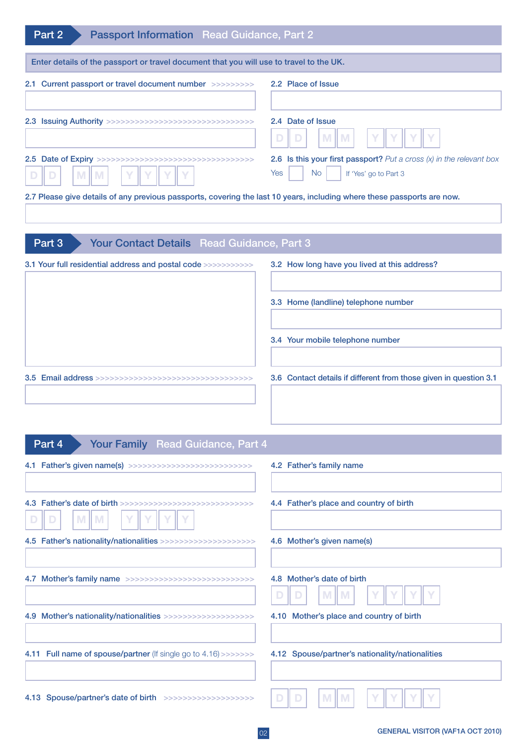## Part 2 Passport Information Read Guidance, Part 2

Enter details of the passport or travel document that you will use to travel to the UK.

2.1 Current passport or travel document number

2.2 Place of Issue

2.3 Issuing Authority

2.4 Date of Issue

D D M M Y Y Y Y

2.5 Date of Expiry

D D M M Y Y Y Y

2.6 Is this your first passport? *Put a cross (x) in the relevant box*

Yes ☐ No ☐ If 'Yes' go to Part 3

2.7 Please give details of any previous passports, covering the last 10 years, including where these passports are now.

## Part 3 Your Contact Details Read Guidance, Part 3

3.1 Your full residential address and postal code

3.2 How long have you lived at this address?

3.3 Home (landline) telephone number

3.4 Your mobile telephone number

3.5 Email address

3.6 Contact details if different from those given in question 3.1

## Part 4 Your Family Read Guidance, Part 4

4.1 Father's given name(s)

4.2 Father's family name

4.3 Father's date of birth

D D M M Y Y Y Y

4.4 Father's place and country of birth

4.5 Father's nationality/nationalities

4.6 Mother's given name(s)

4.7 Mother's family name

4.8 Mother's date of birth

D D M M Y Y Y Y

4.9 Mother's nationality/nationalities

4.10 Mother's place and country of birth

4.11 Full name of spouse/partner (If single go to 4.16)

4.12 Spouse/partner's nationality/nationalities

4.13 Spouse/partner's date of birth

D D M M Y Y Y Y

GENERAL VISITOR (VAF1A OCT 2010)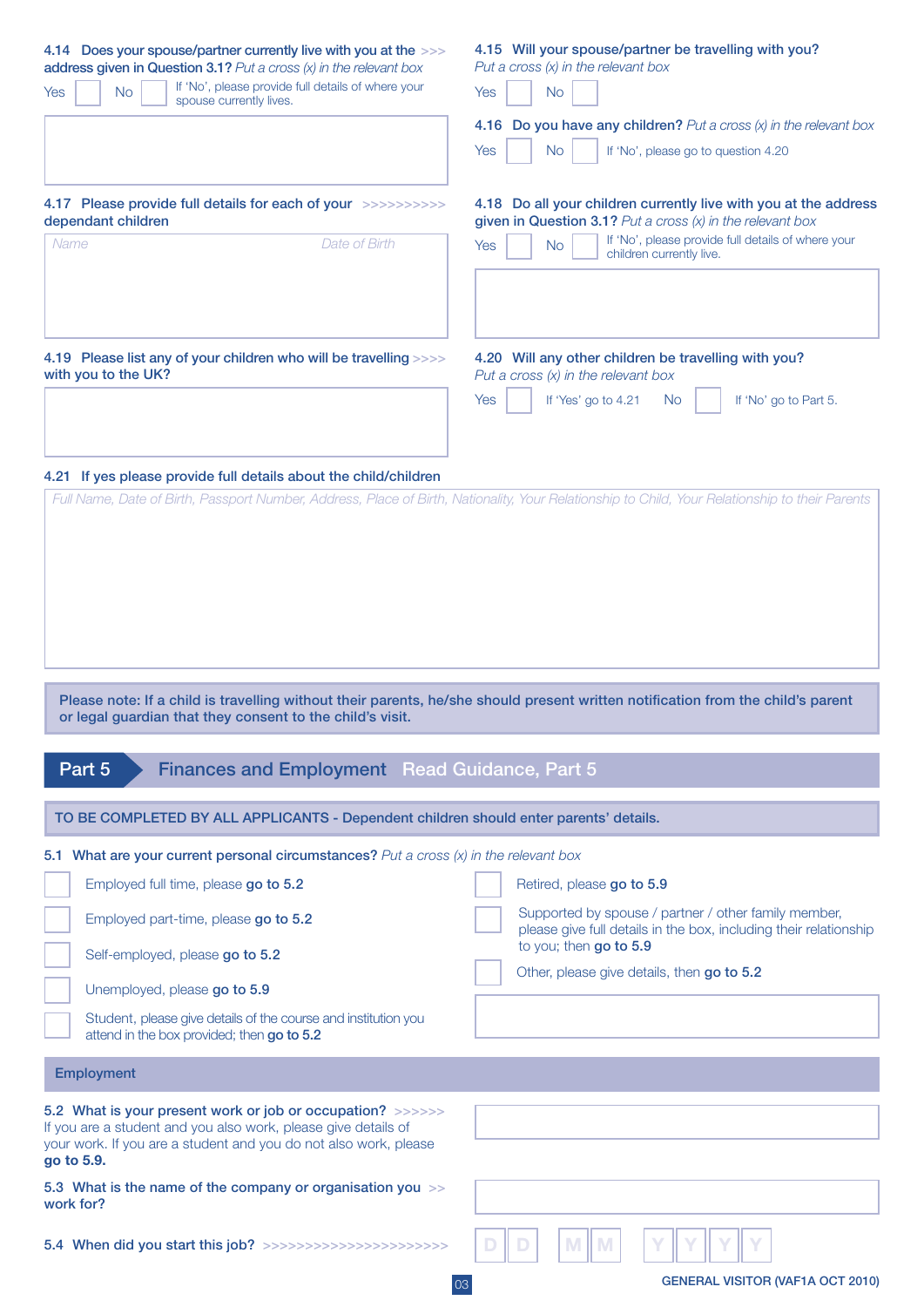**4.14 Does your spouse/partner currently live with you at the address given in Question 3.1?** *Put a cross (x) in the relevant box*

Yes ☐ No ☐ If 'No', please provide full details of where your spouse currently lives.

**4.15 Will your spouse/partner be travelling with you?** *Put a cross (x) in the relevant box*

Yes ☐ No ☐

**4.16 Do you have any children?** *Put a cross (x) in the relevant box*

Yes ☐ No ☐ If 'No', please go to question 4.20

**4.17 Please provide full details for each of your dependant children**

| Name | Date of Birth |
|---|---|
| | |

**4.18 Do all your children currently live with you at the address given in Question 3.1?** *Put a cross (x) in the relevant box*

Yes ☐ No ☐ If 'No', please provide full details of where your children currently live.

**4.19 Please list any of your children who will be travelling with you to the UK?**

**4.20 Will any other children be travelling with you?** *Put a cross (x) in the relevant box*

Yes ☐ If 'Yes' go to 4.21 No ☐ If 'No' go to Part 5.

**4.21 If yes please provide full details about the child/children**

*Full Name, Date of Birth, Passport Number, Address, Place of Birth, Nationality, Your Relationship to Child, Your Relationship to their Parents*

**Please note: If a child is travelling without their parents, he/she should present written notification from the child's parent or legal guardian that they consent to the child's visit.**

## Part 5 Finances and Employment Read Guidance, Part 5

**TO BE COMPLETED BY ALL APPLICANTS - Dependent children should enter parents' details.**

**5.1 What are your current personal circumstances?** *Put a cross (x) in the relevant box*

- ☐ Employed full time, please **go to 5.2**
- ☐ Employed part-time, please **go to 5.2**
- ☐ Self-employed, please **go to 5.2**
- ☐ Unemployed, please **go to 5.9**
- ☐ Student, please give details of the course and institution you attend in the box provided; then **go to 5.2**
- ☐ Retired, please **go to 5.9**
- ☐ Supported by spouse / partner / other family member, please give full details in the box, including their relationship to you; then **go to 5.9**
- ☐ Other, please give details, then **go to 5.2**

### Employment

**5.2 What is your present work or job or occupation?** If you are a student and you also work, please give details of your work. If you are a student and you do not also work, please **go to 5.9.**

**5.3 What is the name of the company or organisation you work for?**

**5.4 When did you start this job?** D D M M Y Y Y Y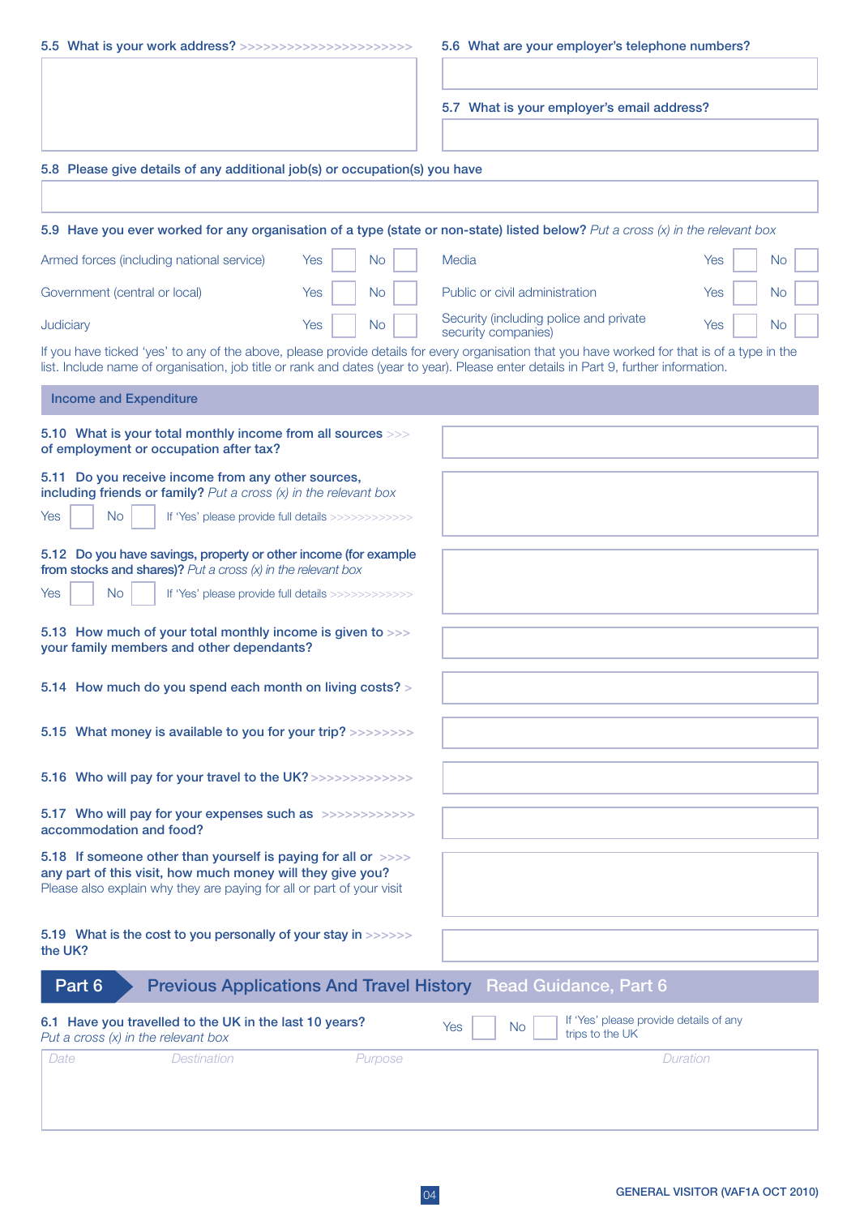**5.5 What is your work address?** >>>>>>>>>>>>>>>>>>>>>>>

**5.6 What are your employer's telephone numbers?**

**5.7 What is your employer's email address?**

**5.8 Please give details of any additional job(s) or occupation(s) you have**

**5.9 Have you ever worked for any organisation of a type (state or non-state) listed below?** *Put a cross (x) in the relevant box*

| | | | | | | |
|---|---|---|---|---|---|---|
| Armed forces (including national service) | Yes | No | Media | Yes | No |
| Government (central or local) | Yes | No | Public or civil administration | Yes | No |
| Judiciary | Yes | No | Security (including police and private security companies) | Yes | No |

If you have ticked 'yes' to any of the above, please provide details for every organisation that you have worked for that is of a type in the list. Include name of organisation, job title or rank and dates (year to year). Please enter details in Part 9, further information.

## Income and Expenditure

**5.10 What is your total monthly income from all sources of employment or occupation after tax?** >>>

**5.11 Do you receive income from any other sources, including friends or family?** *Put a cross (x) in the relevant box*

Yes ☐ No ☐ If 'Yes' please provide full details >>>>>>>>>>>>

**5.12 Do you have savings, property or other income (for example from stocks and shares)?** *Put a cross (x) in the relevant box*

Yes ☐ No ☐ If 'Yes' please provide full details >>>>>>>>>>>>

**5.13 How much of your total monthly income is given to your family members and other dependants?** >>>

**5.14 How much do you spend each month on living costs?** >

**5.15 What money is available to you for your trip?** >>>>>>>>

**5.16 Who will pay for your travel to the UK?** >>>>>>>>>>>>>

**5.17 Who will pay for your expenses such as accommodation and food?** >>>>>>>>>>>>

**5.18 If someone other than yourself is paying for all or any part of this visit, how much money will they give you?** >>>>
Please also explain why they are paying for all or part of your visit

**5.19 What is the cost to you personally of your stay in the UK?** >>>>>>

## Part 6 Previous Applications And Travel History Read Guidance, Part 6

**6.1 Have you travelled to the UK in the last 10 years?**
*Put a cross (x) in the relevant box*

Yes ☐ No ☐ If 'Yes' please provide details of any trips to the UK

| Date | Destination | Purpose | Duration |
|---|---|---|---|
| | | | |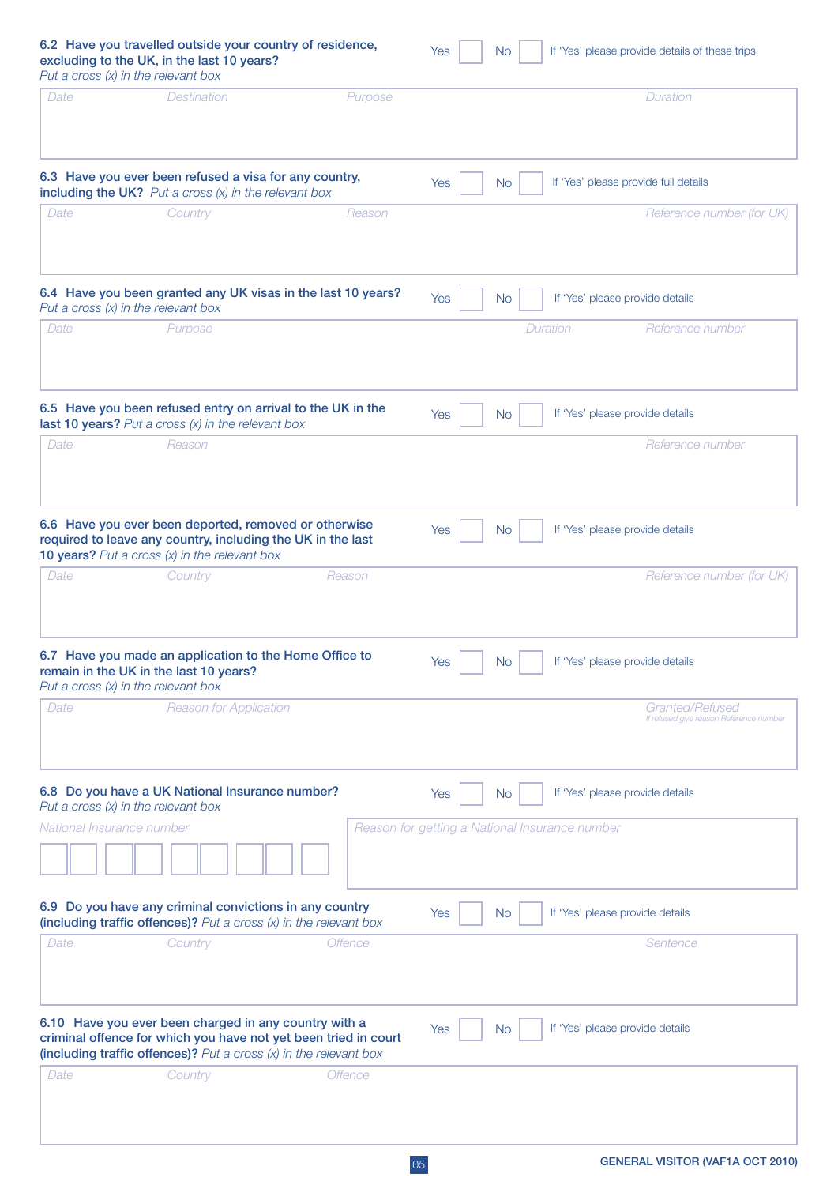**6.2 Have you travelled outside your country of residence, excluding to the UK, in the last 10 years?**
*Put a cross (x) in the relevant box*

Yes ☐ No ☐ If 'Yes' please provide details of these trips

| Date | Destination | Purpose | Duration |
|---|---|---|---|
| | | | |

**6.3 Have you ever been refused a visa for any country, including the UK?** *Put a cross (x) in the relevant box*

Yes ☐ No ☐ If 'Yes' please provide full details

| Date | Country | Reason | Reference number (for UK) |
|---|---|---|---|
| | | | |

**6.4 Have you been granted any UK visas in the last 10 years?**
*Put a cross (x) in the relevant box*

Yes ☐ No ☐ If 'Yes' please provide details

| Date | Purpose | Duration | Reference number |
|---|---|---|---|
| | | | |

**6.5 Have you been refused entry on arrival to the UK in the last 10 years?** *Put a cross (x) in the relevant box*

Yes ☐ No ☐ If 'Yes' please provide details

| Date | Reason | Reference number |
|---|---|---|
| | | |

**6.6 Have you ever been deported, removed or otherwise required to leave any country, including the UK in the last 10 years?** *Put a cross (x) in the relevant box*

Yes ☐ No ☐ If 'Yes' please provide details

| Date | Country | Reason | Reference number (for UK) |
|---|---|---|---|
| | | | |

**6.7 Have you made an application to the Home Office to remain in the UK in the last 10 years?**
*Put a cross (x) in the relevant box*

Yes ☐ No ☐ If 'Yes' please provide details

| Date | Reason for Application | Granted/Refused *If refused give reason Reference number* |
|---|---|---|
| | | |

**6.8 Do you have a UK National Insurance number?**
*Put a cross (x) in the relevant box*

Yes ☐ No ☐ If 'Yes' please provide details

| National Insurance number | Reason for getting a National Insurance number |
|---|---|
| ☐☐ ☐☐ ☐☐ ☐☐ ☐ | |

**6.9 Do you have any criminal convictions in any country (including traffic offences)?** *Put a cross (x) in the relevant box*

Yes ☐ No ☐ If 'Yes' please provide details

| Date | Country | Offence | Sentence |
|---|---|---|---|
| | | | |

**6.10 Have you ever been charged in any country with a criminal offence for which you have not yet been tried in court (including traffic offences)?** *Put a cross (x) in the relevant box*

Yes ☐ No ☐ If 'Yes' please provide details

| Date | Country | Offence |
|---|---|---|
| | | |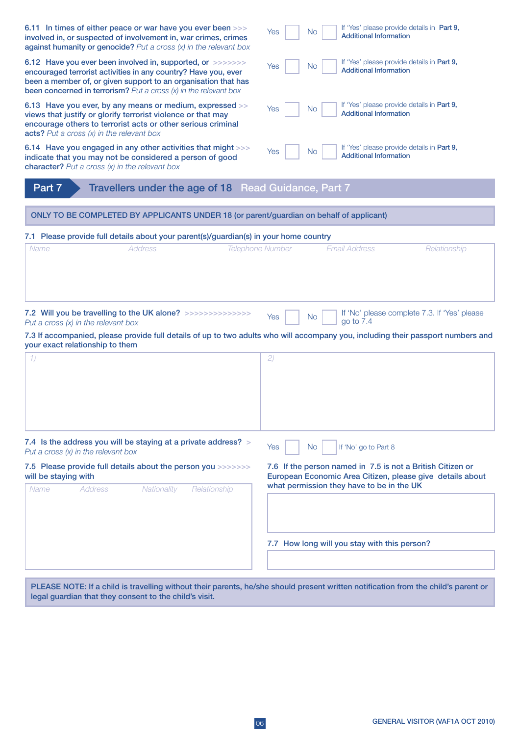6.11 In times of either peace or war have you ever been >>> involved in, or suspected of involvement in, war crimes, crimes against humanity or genocide? *Put a cross (x) in the relevant box*

Yes ☐ No ☐ If 'Yes' please provide details in **Part 9, Additional Information**

6.12 Have you ever been involved in, supported, or >>>>>>> encouraged terrorist activities in any country? Have you, ever been a member of, or given support to an organisation that has been concerned in terrorism? *Put a cross (x) in the relevant box*

Yes ☐ No ☐ If 'Yes' please provide details in **Part 9, Additional Information**

6.13 Have you ever, by any means or medium, expressed >> views that justify or glorify terrorist violence or that may encourage others to terrorist acts or other serious criminal acts? *Put a cross (x) in the relevant box*

Yes ☐ No ☐ If 'Yes' please provide details in **Part 9, Additional Information**

6.14 Have you engaged in any other activities that might >>> indicate that you may not be considered a person of good character? *Put a cross (x) in the relevant box*

Yes ☐ No ☐ If 'Yes' please provide details in **Part 9, Additional Information**

## Part 7 Travellers under the age of 18 Read Guidance, Part 7

ONLY TO BE COMPLETED BY APPLICANTS UNDER 18 (or parent/guardian on behalf of applicant)

7.1 Please provide full details about your parent(s)/guardian(s) in your home country

| Name | Address | Telephone Number | Email Address | Relationship |
|---|---|---|---|---|
| | | | | |

7.2 Will you be travelling to the UK alone? >>>>>>>>>>>>>> *Put a cross (x) in the relevant box*

Yes ☐ No ☐ If 'No' please complete 7.3. If 'Yes' please go to 7.4

7.3 If accompanied, please provide full details of up to two adults who will accompany you, including their passport numbers and your exact relationship to them

| 1) | 2) |
|---|---|
| | |

7.4 Is the address you will be staying at a private address? > *Put a cross (x) in the relevant box*

Yes ☐ No ☐ If 'No' go to Part 8

7.5 Please provide full details about the person you >>>>>>> will be staying with

| Name | Address | Nationality | Relationship |
|---|---|---|---|
| | | | |

7.6 If the person named in 7.5 is not a British Citizen or European Economic Area Citizen, please give details about what permission they have to be in the UK

7.7 How long will you stay with this person?

PLEASE NOTE: If a child is travelling without their parents, he/she should present written notification from the child's parent or legal guardian that they consent to the child's visit.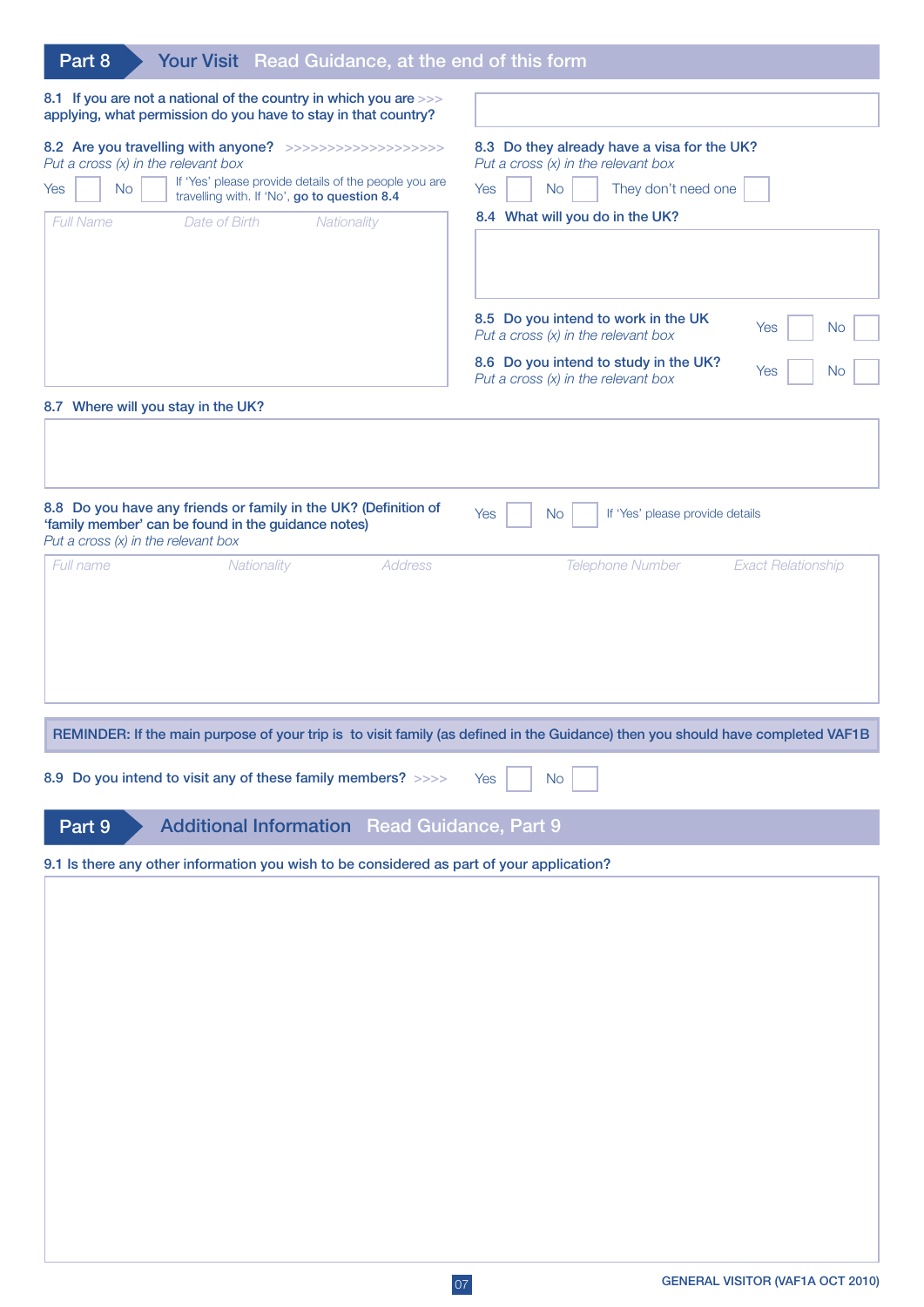## Part 8 Your Visit Read Guidance, at the end of this form

8.1 If you are not a national of the country in which you are >>> applying, what permission do you have to stay in that country?

8.2 Are you travelling with anyone? >>>>>>>>>>>>>>>>>>>

*Put a cross (x) in the relevant box*

Yes ☐ No ☐ If 'Yes' please provide details of the people you are travelling with. If 'No', **go to question 8.4**

| Full Name | Date of Birth | Nationality |
|---|---|---|
| | | |

8.3 Do they already have a visa for the UK?

*Put a cross (x) in the relevant box*

Yes ☐ No ☐ They don't need one ☐

8.4 What will you do in the UK?

8.5 Do you intend to work in the UK

*Put a cross (x) in the relevant box*

Yes ☐ No ☐

8.6 Do you intend to study in the UK?

*Put a cross (x) in the relevant box*

Yes ☐ No ☐

8.7 Where will you stay in the UK?

8.8 Do you have any friends or family in the UK? (Definition of 'family member' can be found in the guidance notes)

*Put a cross (x) in the relevant box*

Yes ☐ No ☐ If 'Yes' please provide details

| Full name | Nationality | Address | Telephone Number | Exact Relationship |
|---|---|---|---|---|
| | | | | |

REMINDER: If the main purpose of your trip is to visit family (as defined in the Guidance) then you should have completed VAF1B

8.9 Do you intend to visit any of these family members? >>>> Yes ☐ No ☐

## Part 9 Additional Information Read Guidance, Part 9

9.1 Is there any other information you wish to be considered as part of your application?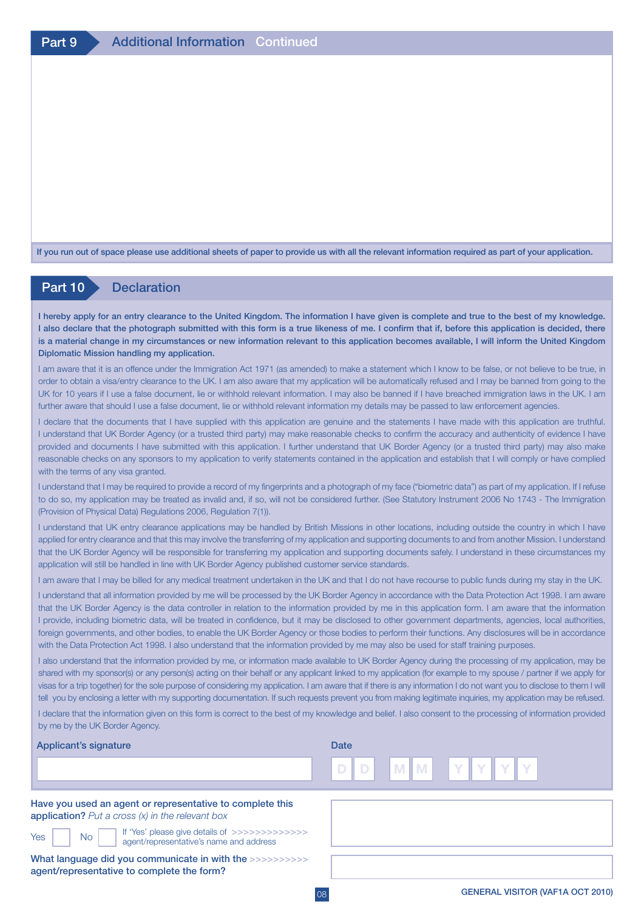## Part 9 Additional Information Continued

If you run out of space please use additional sheets of paper to provide us with all the relevant information required as part of your application.

## Part 10 Declaration

**I hereby apply for an entry clearance to the United Kingdom. The information I have given is complete and true to the best of my knowledge. I also declare that the photograph submitted with this form is a true likeness of me. I confirm that if, before this application is decided, there is a material change in my circumstances or new information relevant to this application becomes available, I will inform the United Kingdom Diplomatic Mission handling my application.**

I am aware that it is an offence under the Immigration Act 1971 (as amended) to make a statement which I know to be false, or not believe to be true, in order to obtain a visa/entry clearance to the UK. I am also aware that my application will be automatically refused and I may be banned from going to the UK for 10 years if I use a false document, lie or withhold relevant information. I may also be banned if I have breached immigration laws in the UK. I am further aware that should I use a false document, lie or withhold relevant information my details may be passed to law enforcement agencies.

I declare that the documents that I have supplied with this application are genuine and the statements I have made with this application are truthful. I understand that UK Border Agency (or a trusted third party) may make reasonable checks to confirm the accuracy and authenticity of evidence I have provided and documents I have submitted with this application. I further understand that UK Border Agency (or a trusted third party) may also make reasonable checks on any sponsors to my application to verify statements contained in the application and establish that I will comply or have complied with the terms of any visa granted.

I understand that I may be required to provide a record of my fingerprints and a photograph of my face ("biometric data") as part of my application. If I refuse to do so, my application may be treated as invalid and, if so, will not be considered further. (See Statutory Instrument 2006 No 1743 - The Immigration (Provision of Physical Data) Regulations 2006, Regulation 7(1)).

I understand that UK entry clearance applications may be handled by British Missions in other locations, including outside the country in which I have applied for entry clearance and that this may involve the transferring of my application and supporting documents to and from another Mission. I understand that the UK Border Agency will be responsible for transferring my application and supporting documents safely. I understand in these circumstances my application will still be handled in line with UK Border Agency published customer service standards.

I am aware that I may be billed for any medical treatment undertaken in the UK and that I do not have recourse to public funds during my stay in the UK.

I understand that all information provided by me will be processed by the UK Border Agency in accordance with the Data Protection Act 1998. I am aware that the UK Border Agency is the data controller in relation to the information provided by me in this application form. I am aware that the information I provide, including biometric data, will be treated in confidence, but it may be disclosed to other government departments, agencies, local authorities, foreign governments, and other bodies, to enable the UK Border Agency or those bodies to perform their functions. Any disclosures will be in accordance with the Data Protection Act 1998. I also understand that the information provided by me may also be used for staff training purposes.

I also understand that the information provided by me, or information made available to UK Border Agency during the processing of my application, may be shared with my sponsor(s) or any person(s) acting on their behalf or any applicant linked to my application (for example to my spouse / partner if we apply for visas for a trip together) for the sole purpose of considering my application. I am aware that if there is any information I do not want you to disclose to them I will tell you by enclosing a letter with my supporting documentation. If such requests prevent you from making legitimate inquiries, my application may be refused.

I declare that the information given on this form is correct to the best of my knowledge and belief. I also consent to the processing of information provided by me by the UK Border Agency.

Applicant's signature

Date D D M M Y Y Y Y

**Have you used an agent or representative to complete this application?** *Put a cross (x) in the relevant box*

Yes ☐ No ☐ If 'Yes' please give details of agent/representative's name and address >>>>>>>>>>>>>

**What language did you communicate in with the agent/representative to complete the form?** >>>>>>>>>>

GENERAL VISITOR (VAF1A OCT 2010)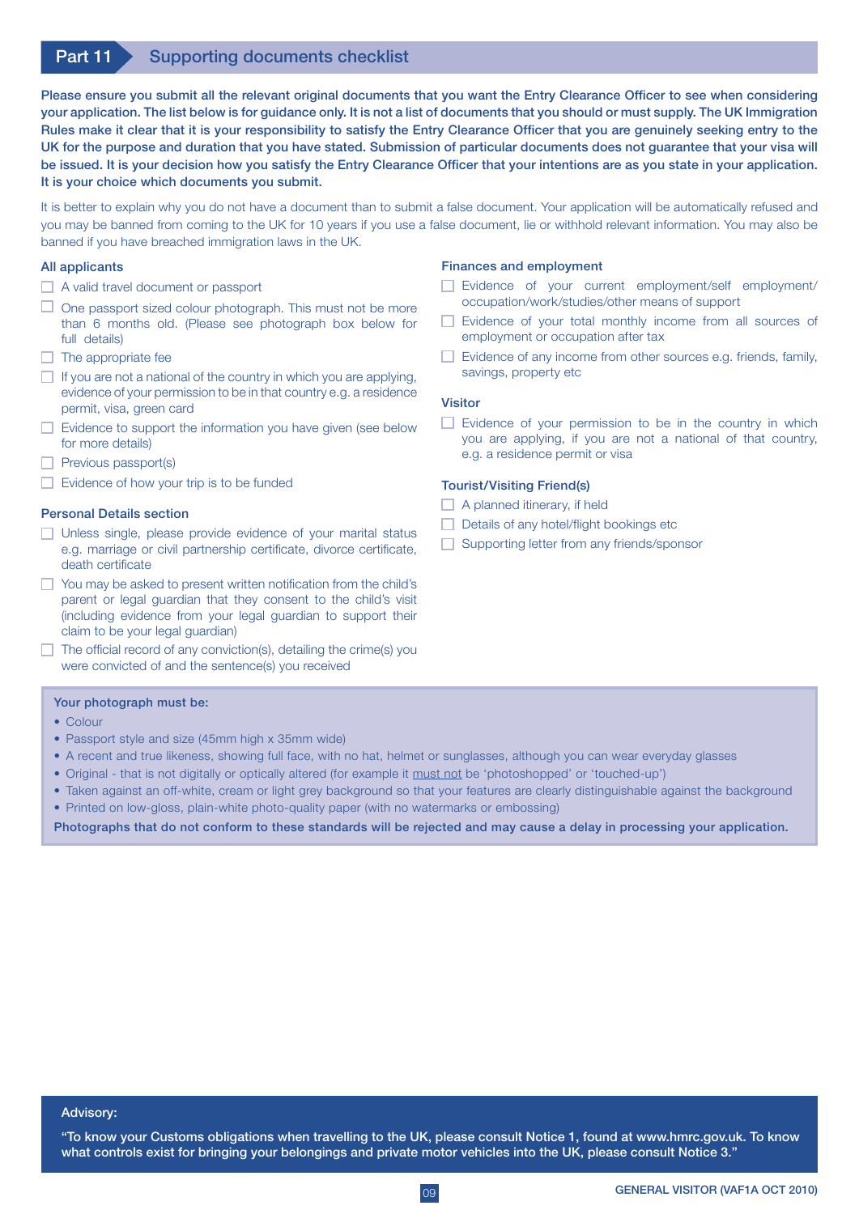## Part 11 Supporting documents checklist

**Please ensure you submit all the relevant original documents that you want the Entry Clearance Officer to see when considering your application. The list below is for guidance only. It is not a list of documents that you should or must supply. The UK Immigration Rules make it clear that it is your responsibility to satisfy the Entry Clearance Officer that you are genuinely seeking entry to the UK for the purpose and duration that you have stated. Submission of particular documents does not guarantee that your visa will be issued. It is your decision how you satisfy the Entry Clearance Officer that your intentions are as you state in your application. It is your choice which documents you submit.**

It is better to explain why you do not have a document than to submit a false document. Your application will be automatically refused and you may be banned from coming to the UK for 10 years if you use a false document, lie or withhold relevant information. You may also be banned if you have breached immigration laws in the UK.

### All applicants

- [ ] A valid travel document or passport
- [ ] One passport sized colour photograph. This must not be more than 6 months old. (Please see photograph box below for full details)
- [ ] The appropriate fee
- [ ] If you are not a national of the country in which you are applying, evidence of your permission to be in that country e.g. a residence permit, visa, green card
- [ ] Evidence to support the information you have given (see below for more details)
- [ ] Previous passport(s)
- [ ] Evidence of how your trip is to be funded

### Personal Details section

- [ ] Unless single, please provide evidence of your marital status e.g. marriage or civil partnership certificate, divorce certificate, death certificate
- [ ] You may be asked to present written notification from the child's parent or legal guardian that they consent to the child's visit (including evidence from your legal guardian to support their claim to be your legal guardian)
- [ ] The official record of any conviction(s), detailing the crime(s) you were convicted of and the sentence(s) you received

### Finances and employment

- [ ] Evidence of your current employment/self employment/occupation/work/studies/other means of support
- [ ] Evidence of your total monthly income from all sources of employment or occupation after tax
- [ ] Evidence of any income from other sources e.g. friends, family, savings, property etc

### Visitor

- [ ] Evidence of your permission to be in the country in which you are applying, if you are not a national of that country, e.g. a residence permit or visa

### Tourist/Visiting Friend(s)

- [ ] A planned itinerary, if held
- [ ] Details of any hotel/flight bookings etc
- [ ] Supporting letter from any friends/sponsor

**Your photograph must be:**

- Colour
- Passport style and size (45mm high x 35mm wide)
- A recent and true likeness, showing full face, with no hat, helmet or sunglasses, although you can wear everyday glasses
- Original - that is not digitally or optically altered (for example it must not be 'photoshopped' or 'touched-up')
- Taken against an off-white, cream or light grey background so that your features are clearly distinguishable against the background
- Printed on low-gloss, plain-white photo-quality paper (with no watermarks or embossing)

**Photographs that do not conform to these standards will be rejected and may cause a delay in processing your application.**

**Advisory:**

"To know your Customs obligations when travelling to the UK, please consult Notice 1, found at www.hmrc.gov.uk. To know what controls exist for bringing your belongings and private motor vehicles into the UK, please consult Notice 3."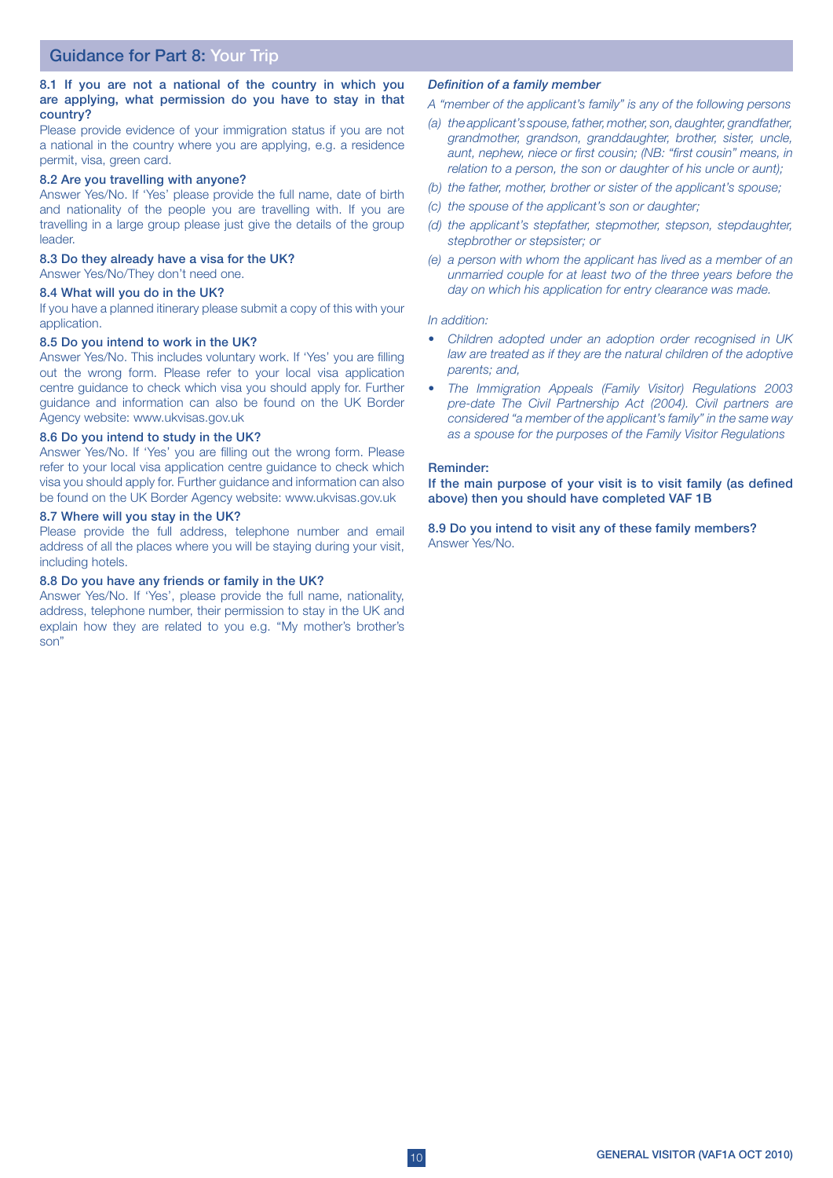## Guidance for Part 8: Your Trip

**8.1 If you are not a national of the country in which you are applying, what permission do you have to stay in that country?**
Please provide evidence of your immigration status if you are not a national in the country where you are applying, e.g. a residence permit, visa, green card.

**8.2 Are you travelling with anyone?**
Answer Yes/No. If 'Yes' please provide the full name, date of birth and nationality of the people you are travelling with. If you are travelling in a large group please just give the details of the group leader.

**8.3 Do they already have a visa for the UK?**
Answer Yes/No/They don't need one.

**8.4 What will you do in the UK?**
If you have a planned itinerary please submit a copy of this with your application.

**8.5 Do you intend to work in the UK?**
Answer Yes/No. This includes voluntary work. If 'Yes' you are filling out the wrong form. Please refer to your local visa application centre guidance to check which visa you should apply for. Further guidance and information can also be found on the UK Border Agency website: www.ukvisas.gov.uk

**8.6 Do you intend to study in the UK?**
Answer Yes/No. If 'Yes' you are filling out the wrong form. Please refer to your local visa application centre guidance to check which visa you should apply for. Further guidance and information can also be found on the UK Border Agency website: www.ukvisas.gov.uk

**8.7 Where will you stay in the UK?**
Please provide the full address, telephone number and email address of all the places where you will be staying during your visit, including hotels.

**8.8 Do you have any friends or family in the UK?**
Answer Yes/No. If 'Yes', please provide the full name, nationality, address, telephone number, their permission to stay in the UK and explain how they are related to you e.g. "My mother's brother's son"

***Definition of a family member***

*A "member of the applicant's family" is any of the following persons*

*(a) the applicant's spouse, father, mother, son, daughter, grandfather, grandmother, grandson, granddaughter, brother, sister, uncle, aunt, nephew, niece or first cousin; (NB: "first cousin" means, in relation to a person, the son or daughter of his uncle or aunt);*

*(b) the father, mother, brother or sister of the applicant's spouse;*

*(c) the spouse of the applicant's son or daughter;*

*(d) the applicant's stepfather, stepmother, stepson, stepdaughter, stepbrother or stepsister; or*

*(e) a person with whom the applicant has lived as a member of an unmarried couple for at least two of the three years before the day on which his application for entry clearance was made.*

*In addition:*

- *Children adopted under an adoption order recognised in UK law are treated as if they are the natural children of the adoptive parents; and,*
- *The Immigration Appeals (Family Visitor) Regulations 2003 pre-date The Civil Partnership Act (2004). Civil partners are considered "a member of the applicant's family" in the same way as a spouse for the purposes of the Family Visitor Regulations*

**Reminder:**
**If the main purpose of your visit is to visit family (as defined above) then you should have completed VAF 1B**

**8.9 Do you intend to visit any of these family members?**
Answer Yes/No.